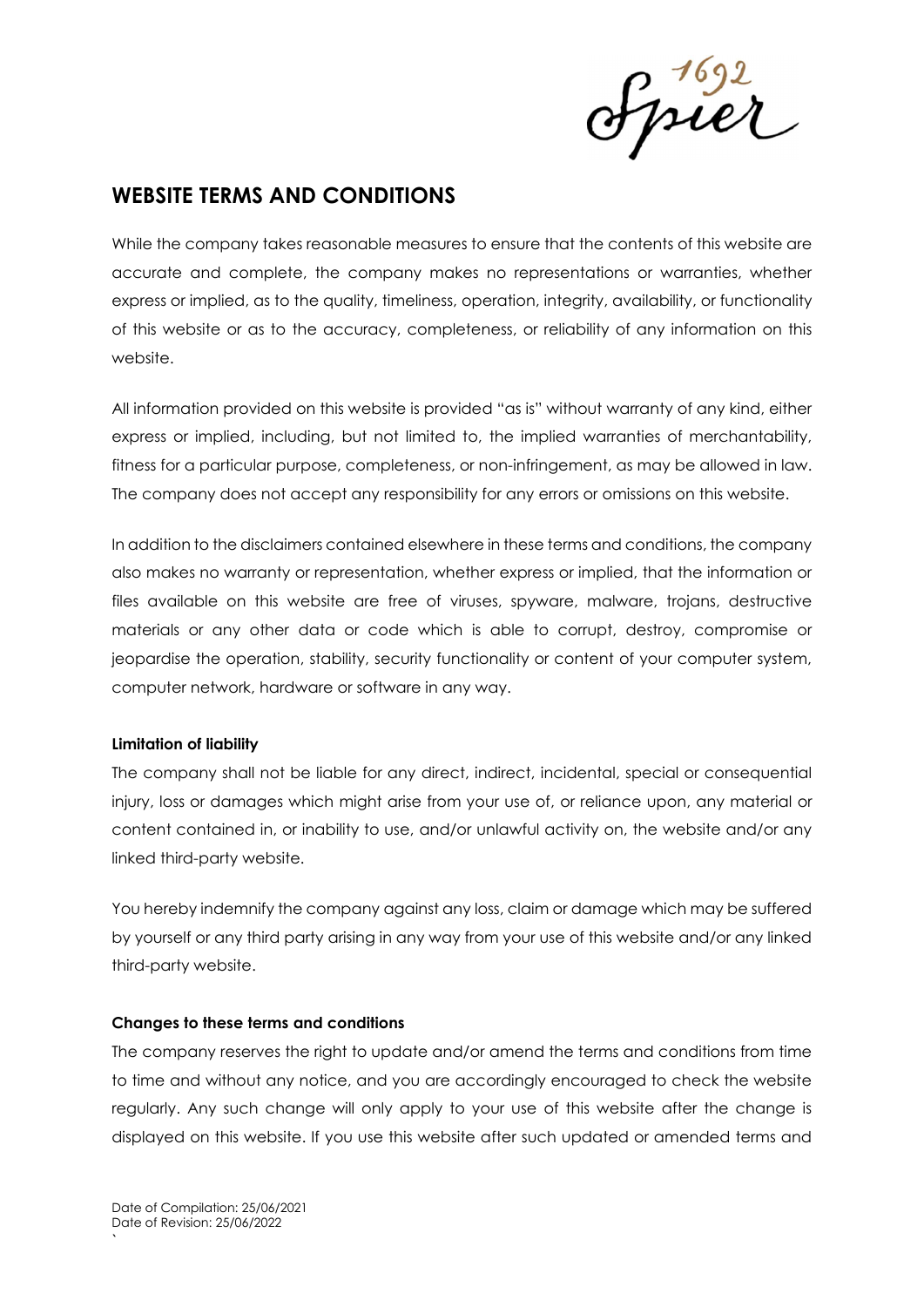# WEBSITE TERMS AND CONDITIONS

While the company takes reasonable measures to ensure that the contents of this website are accurate and complete, the company makes no representations or warranties, whether express or implied, as to the quality, timeliness, operation, integrity, availability, or functionality of this website or as to the accuracy, completeness, or reliability of any information on this website.

All information provided on this website is provided "as is" without warranty of any kind, either express or implied, including, but not limited to, the implied warranties of merchantability, fitness for a particular purpose, completeness, or non-infringement, as may be allowed in law. The company does not accept any responsibility for any errors or omissions on this website.

In addition to the disclaimers contained elsewhere in these terms and conditions, the company also makes no warranty or representation, whether express or implied, that the information or files available on this website are free of viruses, spyware, malware, trojans, destructive materials or any other data or code which is able to corrupt, destroy, compromise or jeopardise the operation, stability, security functionality or content of your computer system, computer network, hardware or software in any way.

**Limitation of liability**

The company shall not be liable for any direct, indirect, incidental, special or consequential injury, loss or damages which might arise from your use of, or reliance upon, any material or content contained in, or inability to use, and/or unlawful activity on, the website and/or any linked third-party website.

You hereby indemnify the company against any loss, claim or damage which may be suffered by yourself or any third party arising in any way from your use of this website and/or any linked third-party website.

**Changes to these terms and conditions**

The company reserves the right to update and/or amend the terms and conditions from time to time and without any notice, and you are accordingly encouraged to check the website regularly. Any such change will only apply to your use of this website after the change is displayed on this website. If you use this website after such updated or amended terms and

Date of Compilation: 25/06/2021
Date of Revision: 25/06/2022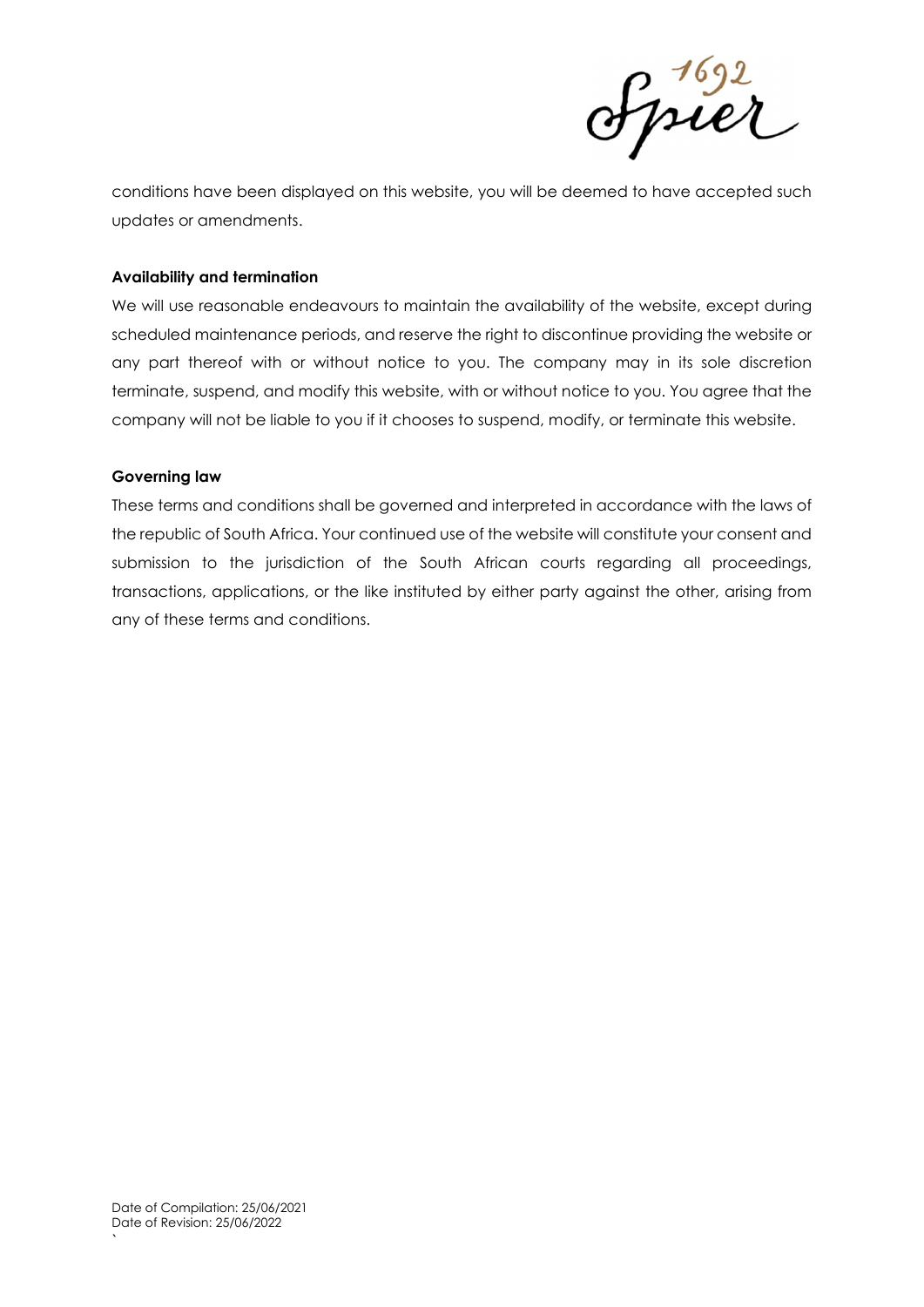conditions have been displayed on this website, you will be deemed to have accepted such updates or amendments.

**Availability and termination**

We will use reasonable endeavours to maintain the availability of the website, except during scheduled maintenance periods, and reserve the right to discontinue providing the website or any part thereof with or without notice to you. The company may in its sole discretion terminate, suspend, and modify this website, with or without notice to you. You agree that the company will not be liable to you if it chooses to suspend, modify, or terminate this website.

**Governing law**

These terms and conditions shall be governed and interpreted in accordance with the laws of the republic of South Africa. Your continued use of the website will constitute your consent and submission to the jurisdiction of the South African courts regarding all proceedings, transactions, applications, or the like instituted by either party against the other, arising from any of these terms and conditions.

Date of Compilation: 25/06/2021
Date of Revision: 25/06/2022